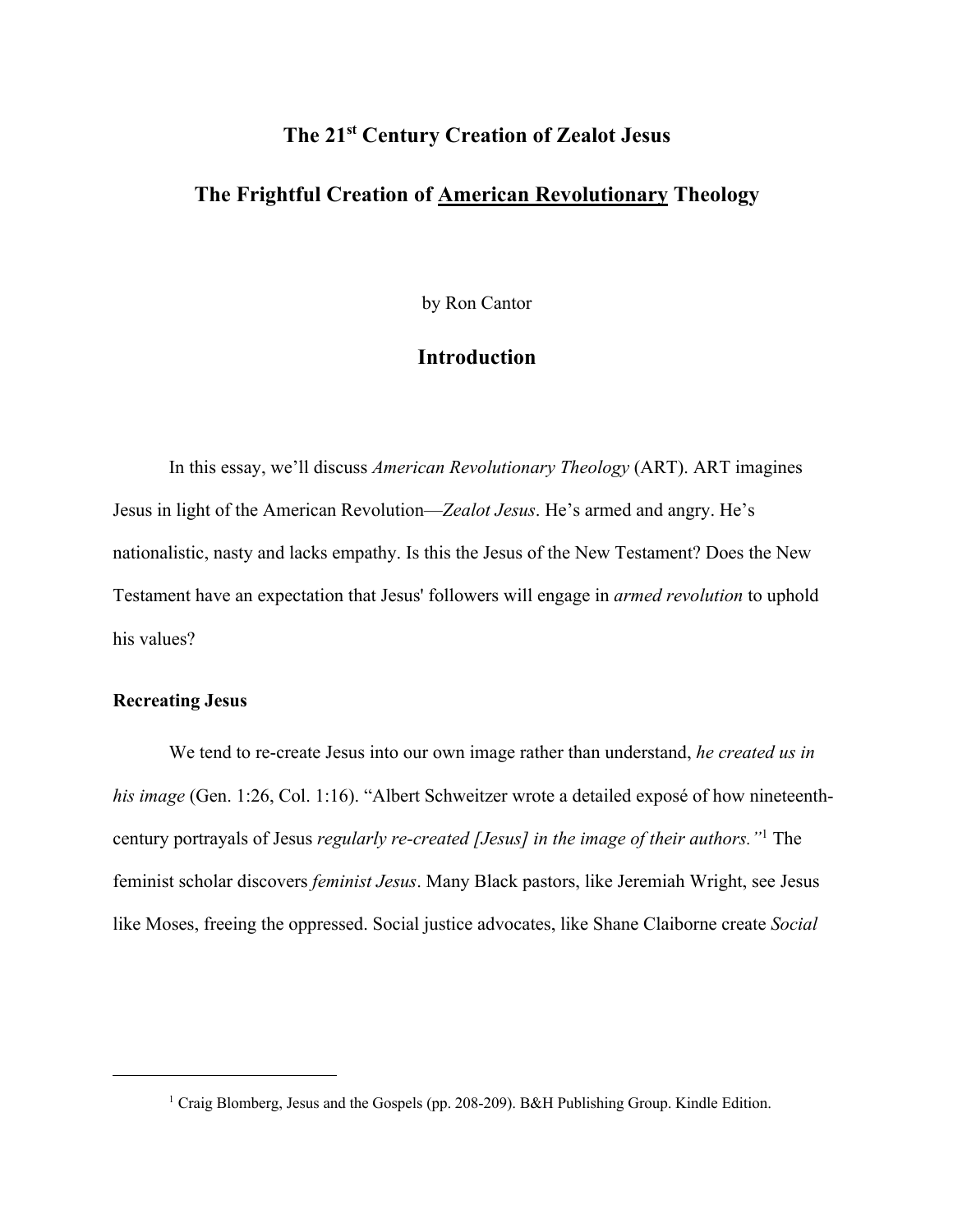# The 21st Century Creation of Zealot Jesus

## The Frightful Creation of <u>American Revolutionary</u> Theology

by Ron Cantor

## Introduction

In this essay, we'll discuss *American Revolutionary Theology* (ART). ART imagines Jesus in light of the American Revolution—*Zealot Jesus*. He's armed and angry. He's nationalistic, nasty and lacks empathy. Is this the Jesus of the New Testament? Does the New Testament have an expectation that Jesus' followers will engage in *armed revolution* to uphold his values?

### Recreating Jesus

We tend to re-create Jesus into our own image rather than understand, *he created us in his image* (Gen. 1:26, Col. 1:16). "Albert Schweitzer wrote a detailed exposé of how nineteenth-century portrayals of Jesus *regularly re-created [Jesus] in the image of their authors."*[1] The feminist scholar discovers *feminist Jesus*. Many Black pastors, like Jeremiah Wright, see Jesus like Moses, freeing the oppressed. Social justice advocates, like Shane Claiborne create *Social*

---

[1] Craig Blomberg, Jesus and the Gospels (pp. 208-209). B&H Publishing Group. Kindle Edition.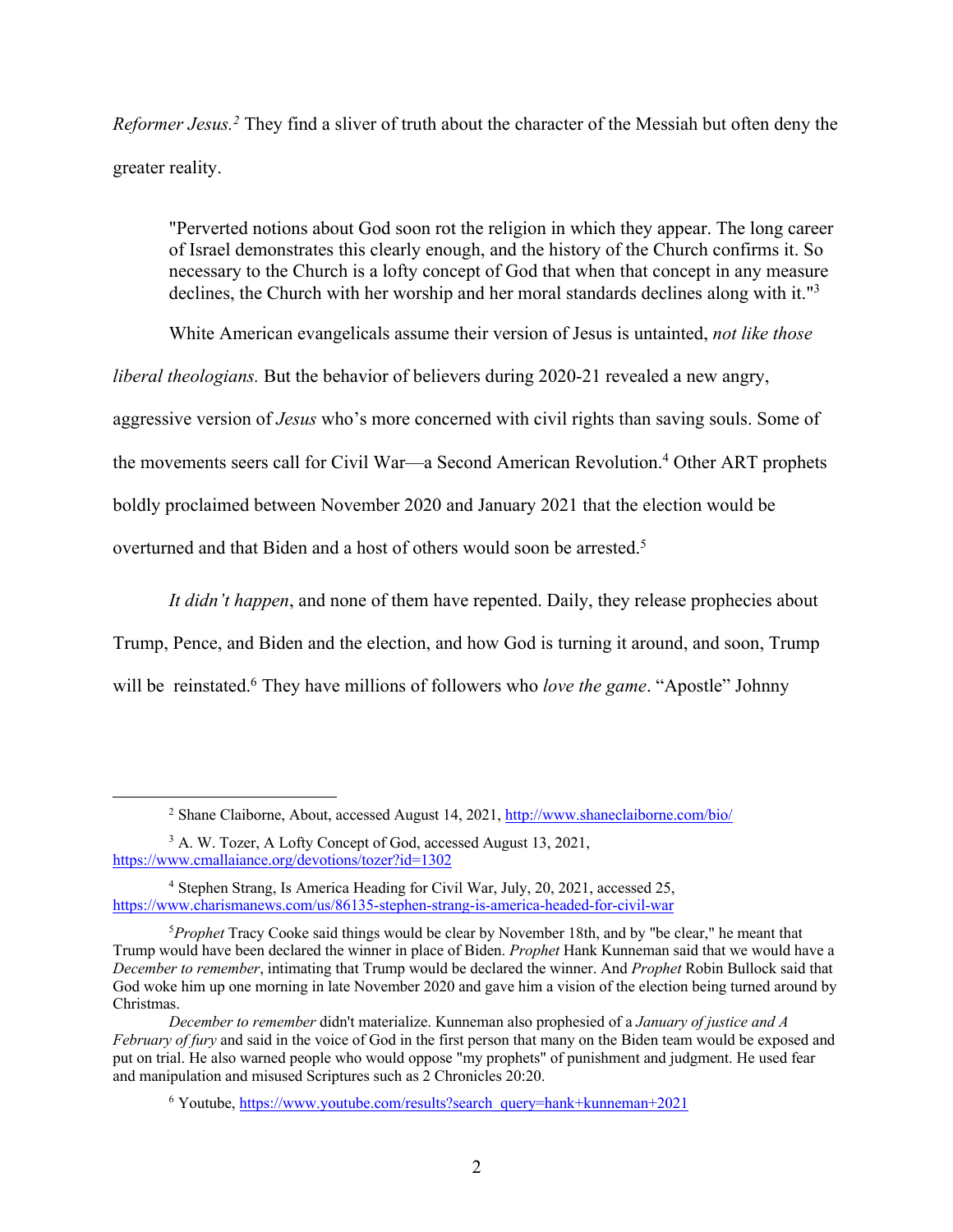*Reformer Jesus.*[2] They find a sliver of truth about the character of the Messiah but often deny the greater reality.

> "Perverted notions about God soon rot the religion in which they appear. The long career of Israel demonstrates this clearly enough, and the history of the Church confirms it. So necessary to the Church is a lofty concept of God that when that concept in any measure declines, the Church with her worship and her moral standards declines along with it."[3]

White American evangelicals assume their version of Jesus is untainted, *not like those liberal theologians.* But the behavior of believers during 2020-21 revealed a new angry, aggressive version of *Jesus* who's more concerned with civil rights than saving souls. Some of the movements seers call for Civil War—a Second American Revolution.[4] Other ART prophets boldly proclaimed between November 2020 and January 2021 that the election would be overturned and that Biden and a host of others would soon be arrested.[5]

*It didn't happen*, and none of them have repented. Daily, they release prophecies about Trump, Pence, and Biden and the election, and how God is turning it around, and soon, Trump will be reinstated.[6] They have millions of followers who *love the game*. "Apostle" Johnny

---

[2] Shane Claiborne, About, accessed August 14, 2021, http://www.shaneclaiborne.com/bio/

[3] A. W. Tozer, A Lofty Concept of God, accessed August 13, 2021, https://www.cmallaiance.org/devotions/tozer?id=1302

[4] Stephen Strang, Is America Heading for Civil War, July, 20, 2021, accessed 25, https://www.charismanews.com/us/86135-stephen-strang-is-america-headed-for-civil-war

[5] *Prophet* Tracy Cooke said things would be clear by November 18th, and by "be clear," he meant that Trump would have been declared the winner in place of Biden. *Prophet* Hank Kunneman said that we would have a *December to remember*, intimating that Trump would be declared the winner. And *Prophet* Robin Bullock said that God woke him up one morning in late November 2020 and gave him a vision of the election being turned around by Christmas.

*December to remember* didn't materialize. Kunneman also prophesied of a *January of justice and A February of fury* and said in the voice of God in the first person that many on the Biden team would be exposed and put on trial. He also warned people who would oppose "my prophets" of punishment and judgment. He used fear and manipulation and misused Scriptures such as 2 Chronicles 20:20.

[6] Youtube, https://www.youtube.com/results?search_query=hank+kunneman+2021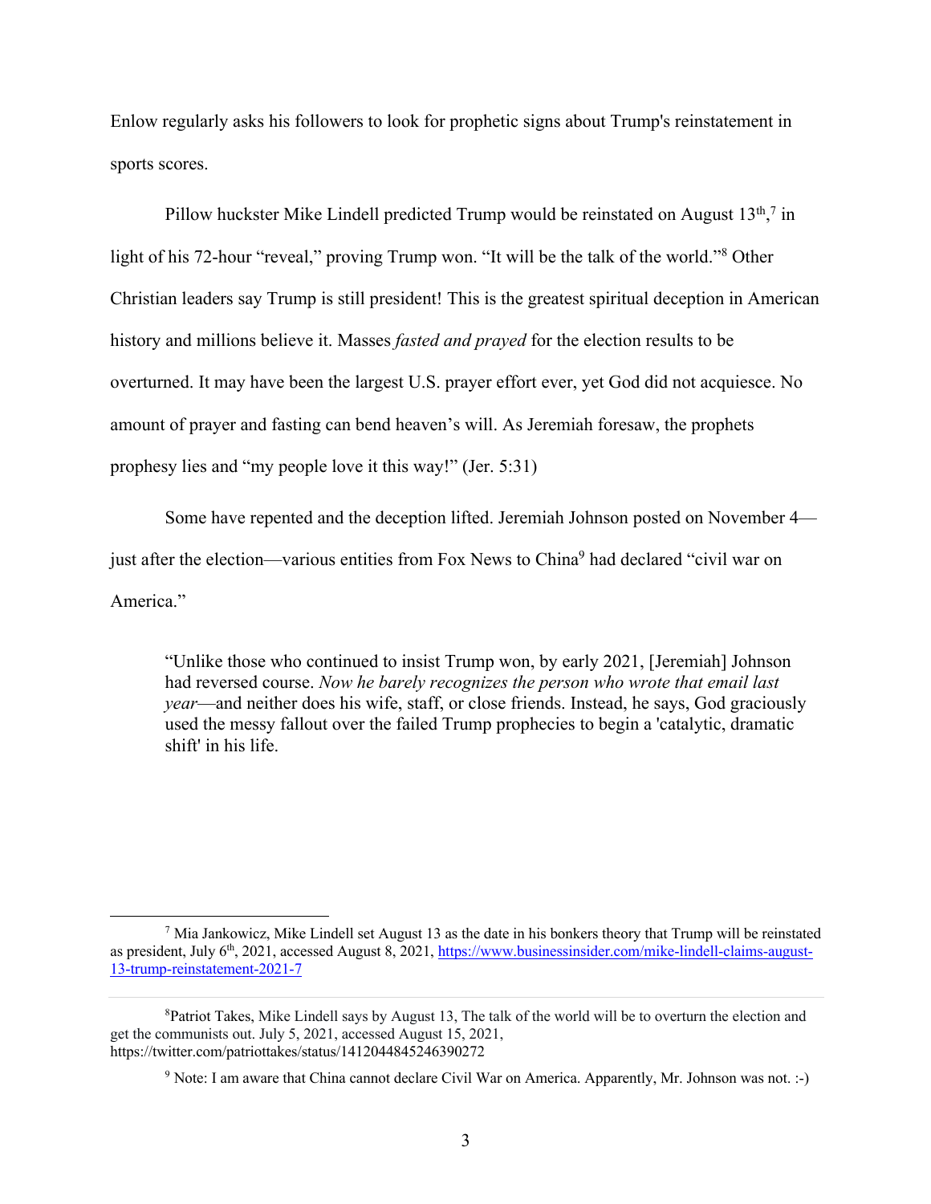Enlow regularly asks his followers to look for prophetic signs about Trump's reinstatement in sports scores.

Pillow huckster Mike Lindell predicted Trump would be reinstated on August 13th,[7] in light of his 72-hour "reveal," proving Trump won. "It will be the talk of the world."[8] Other Christian leaders say Trump is still president! This is the greatest spiritual deception in American history and millions believe it. Masses *fasted and prayed* for the election results to be overturned. It may have been the largest U.S. prayer effort ever, yet God did not acquiesce. No amount of prayer and fasting can bend heaven's will. As Jeremiah foresaw, the prophets prophesy lies and "my people love it this way!" (Jer. 5:31)

Some have repented and the deception lifted. Jeremiah Johnson posted on November 4—just after the election—various entities from Fox News to China[9] had declared "civil war on America."

> "Unlike those who continued to insist Trump won, by early 2021, [Jeremiah] Johnson had reversed course. *Now he barely recognizes the person who wrote that email last year*—and neither does his wife, staff, or close friends. Instead, he says, God graciously used the messy fallout over the failed Trump prophecies to begin a 'catalytic, dramatic shift' in his life.

---

[7] Mia Jankowicz, Mike Lindell set August 13 as the date in his bonkers theory that Trump will be reinstated as president, July 6th, 2021, accessed August 8, 2021, https://www.businessinsider.com/mike-lindell-claims-august-13-trump-reinstatement-2021-7

[8] Patriot Takes, Mike Lindell says by August 13, The talk of the world will be to overturn the election and get the communists out. July 5, 2021, accessed August 15, 2021, https://twitter.com/patriottakes/status/1412044845246390272

[9] Note: I am aware that China cannot declare Civil War on America. Apparently, Mr. Johnson was not. :-)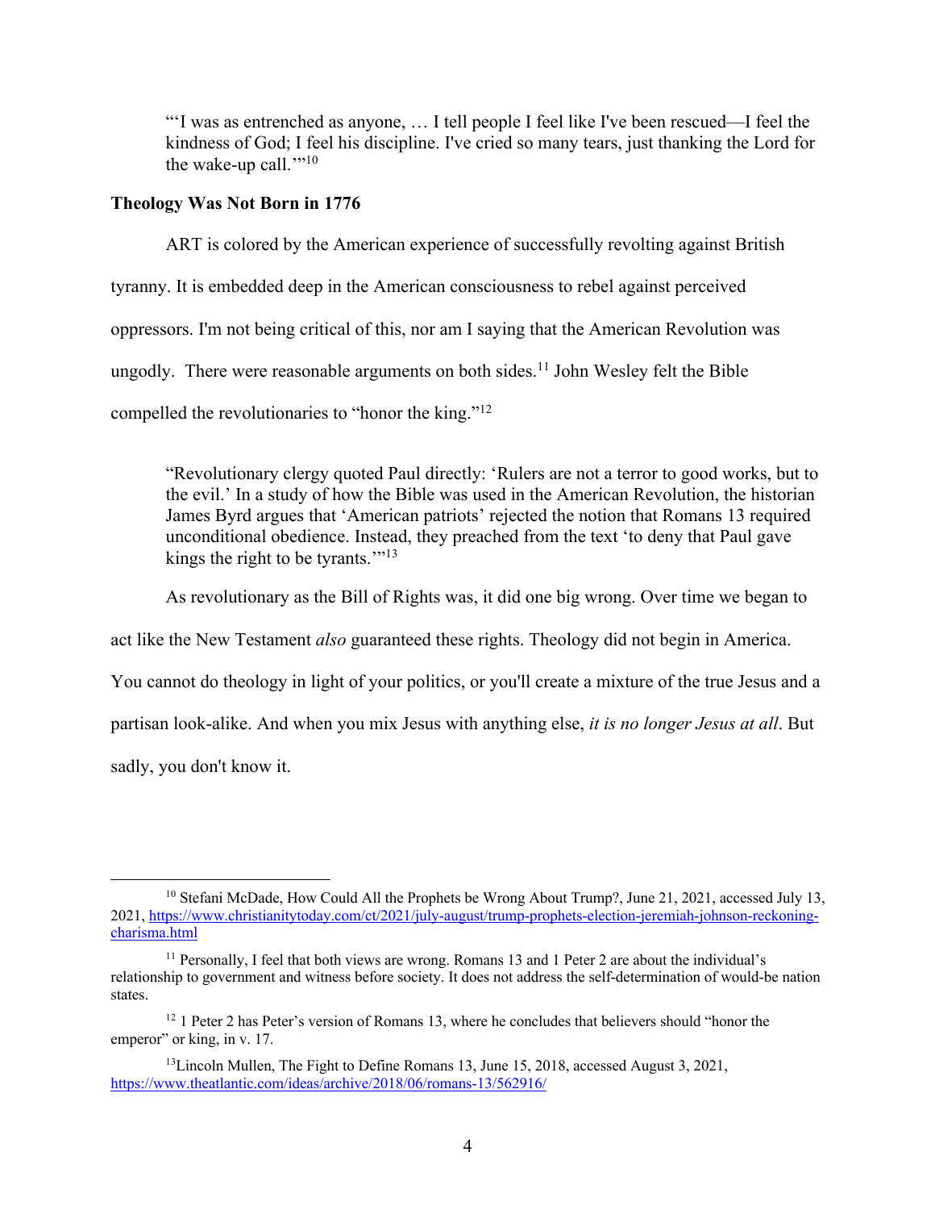> "'I was as entrenched as anyone, … I tell people I feel like I've been rescued—I feel the kindness of God; I feel his discipline. I've cried so many tears, just thanking the Lord for the wake-up call.'"[10]

**Theology Was Not Born in 1776**

ART is colored by the American experience of successfully revolting against British tyranny. It is embedded deep in the American consciousness to rebel against perceived oppressors. I'm not being critical of this, nor am I saying that the American Revolution was ungodly. There were reasonable arguments on both sides.[11] John Wesley felt the Bible compelled the revolutionaries to "honor the king."[12]

> "Revolutionary clergy quoted Paul directly: 'Rulers are not a terror to good works, but to the evil.' In a study of how the Bible was used in the American Revolution, the historian James Byrd argues that 'American patriots' rejected the notion that Romans 13 required unconditional obedience. Instead, they preached from the text 'to deny that Paul gave kings the right to be tyrants.'"[13]

As revolutionary as the Bill of Rights was, it did one big wrong. Over time we began to act like the New Testament *also* guaranteed these rights. Theology did not begin in America. You cannot do theology in light of your politics, or you'll create a mixture of the true Jesus and a partisan look-alike. And when you mix Jesus with anything else, *it is no longer Jesus at all*. But sadly, you don't know it.

---

[10] Stefani McDade, How Could All the Prophets be Wrong About Trump?, June 21, 2021, accessed July 13, 2021, https://www.christianitytoday.com/ct/2021/july-august/trump-prophets-election-jeremiah-johnson-reckoning-charisma.html

[11] Personally, I feel that both views are wrong. Romans 13 and 1 Peter 2 are about the individual's relationship to government and witness before society. It does not address the self-determination of would-be nation states.

[12] 1 Peter 2 has Peter's version of Romans 13, where he concludes that believers should "honor the emperor" or king, in v. 17.

[13] Lincoln Mullen, The Fight to Define Romans 13, June 15, 2018, accessed August 3, 2021, https://www.theatlantic.com/ideas/archive/2018/06/romans-13/562916/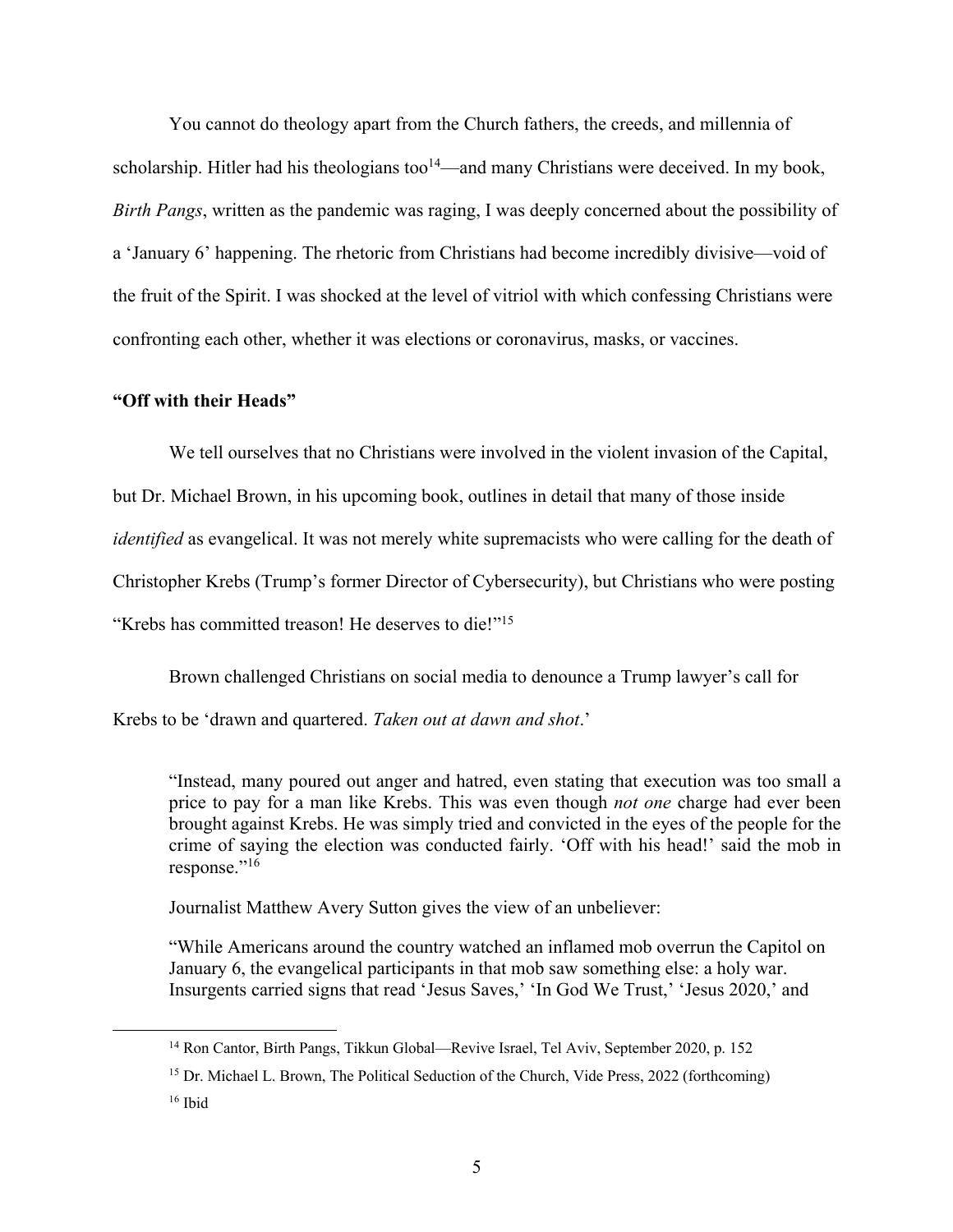You cannot do theology apart from the Church fathers, the creeds, and millennia of scholarship. Hitler had his theologians too[14]—and many Christians were deceived. In my book, *Birth Pangs*, written as the pandemic was raging, I was deeply concerned about the possibility of a 'January 6' happening. The rhetoric from Christians had become incredibly divisive—void of the fruit of the Spirit. I was shocked at the level of vitriol with which confessing Christians were confronting each other, whether it was elections or coronavirus, masks, or vaccines.

**"Off with their Heads"**

We tell ourselves that no Christians were involved in the violent invasion of the Capital, but Dr. Michael Brown, in his upcoming book, outlines in detail that many of those inside *identified* as evangelical. It was not merely white supremacists who were calling for the death of Christopher Krebs (Trump's former Director of Cybersecurity), but Christians who were posting "Krebs has committed treason! He deserves to die!"[15]

Brown challenged Christians on social media to denounce a Trump lawyer's call for Krebs to be 'drawn and quartered. *Taken out at dawn and shot*.'

> "Instead, many poured out anger and hatred, even stating that execution was too small a price to pay for a man like Krebs. This was even though *not one* charge had ever been brought against Krebs. He was simply tried and convicted in the eyes of the people for the crime of saying the election was conducted fairly. 'Off with his head!' said the mob in response."[16]

Journalist Matthew Avery Sutton gives the view of an unbeliever:

> "While Americans around the country watched an inflamed mob overrun the Capitol on January 6, the evangelical participants in that mob saw something else: a holy war. Insurgents carried signs that read 'Jesus Saves,' 'In God We Trust,' 'Jesus 2020,' and

---

[14] Ron Cantor, Birth Pangs, Tikkun Global—Revive Israel, Tel Aviv, September 2020, p. 152

[15] Dr. Michael L. Brown, The Political Seduction of the Church, Vide Press, 2022 (forthcoming)

[16] Ibid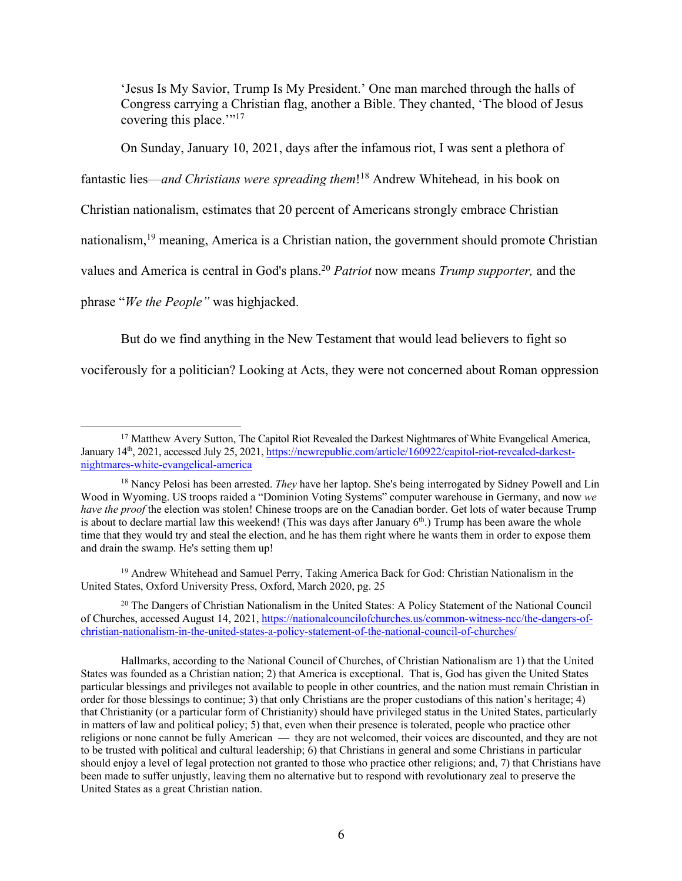> 'Jesus Is My Savior, Trump Is My President.' One man marched through the halls of Congress carrying a Christian flag, another a Bible. They chanted, 'The blood of Jesus covering this place.'"[17]

On Sunday, January 10, 2021, days after the infamous riot, I was sent a plethora of fantastic lies—*and Christians were spreading them*![18] Andrew Whitehead*,* in his book on Christian nationalism, estimates that 20 percent of Americans strongly embrace Christian nationalism,[19] meaning, America is a Christian nation, the government should promote Christian values and America is central in God's plans.[20] *Patriot* now means *Trump supporter,* and the phrase "*We the People"* was highjacked.

But do we find anything in the New Testament that would lead believers to fight so vociferously for a politician? Looking at Acts, they were not concerned about Roman oppression

---

[17] Matthew Avery Sutton, The Capitol Riot Revealed the Darkest Nightmares of White Evangelical America, January 14th, 2021, accessed July 25, 2021, https://newrepublic.com/article/160922/capitol-riot-revealed-darkest-nightmares-white-evangelical-america

[18] Nancy Pelosi has been arrested. *They* have her laptop. She's being interrogated by Sidney Powell and Lin Wood in Wyoming. US troops raided a "Dominion Voting Systems" computer warehouse in Germany, and now *we have the proof* the election was stolen! Chinese troops are on the Canadian border. Get lots of water because Trump is about to declare martial law this weekend! (This was days after January 6th.) Trump has been aware the whole time that they would try and steal the election, and he has them right where he wants them in order to expose them and drain the swamp. He's setting them up!

[19] Andrew Whitehead and Samuel Perry, Taking America Back for God: Christian Nationalism in the United States, Oxford University Press, Oxford, March 2020, pg. 25

[20] The Dangers of Christian Nationalism in the United States: A Policy Statement of the National Council of Churches, accessed August 14, 2021, https://nationalcouncilofchurches.us/common-witness-ncc/the-dangers-of-christian-nationalism-in-the-united-states-a-policy-statement-of-the-national-council-of-churches/

Hallmarks, according to the National Council of Churches, of Christian Nationalism are 1) that the United States was founded as a Christian nation; 2) that America is exceptional. That is, God has given the United States particular blessings and privileges not available to people in other countries, and the nation must remain Christian in order for those blessings to continue; 3) that only Christians are the proper custodians of this nation's heritage; 4) that Christianity (or a particular form of Christianity) should have privileged status in the United States, particularly in matters of law and political policy; 5) that, even when their presence is tolerated, people who practice other religions or none cannot be fully American — they are not welcomed, their voices are discounted, and they are not to be trusted with political and cultural leadership; 6) that Christians in general and some Christians in particular should enjoy a level of legal protection not granted to those who practice other religions; and, 7) that Christians have been made to suffer unjustly, leaving them no alternative but to respond with revolutionary zeal to preserve the United States as a great Christian nation.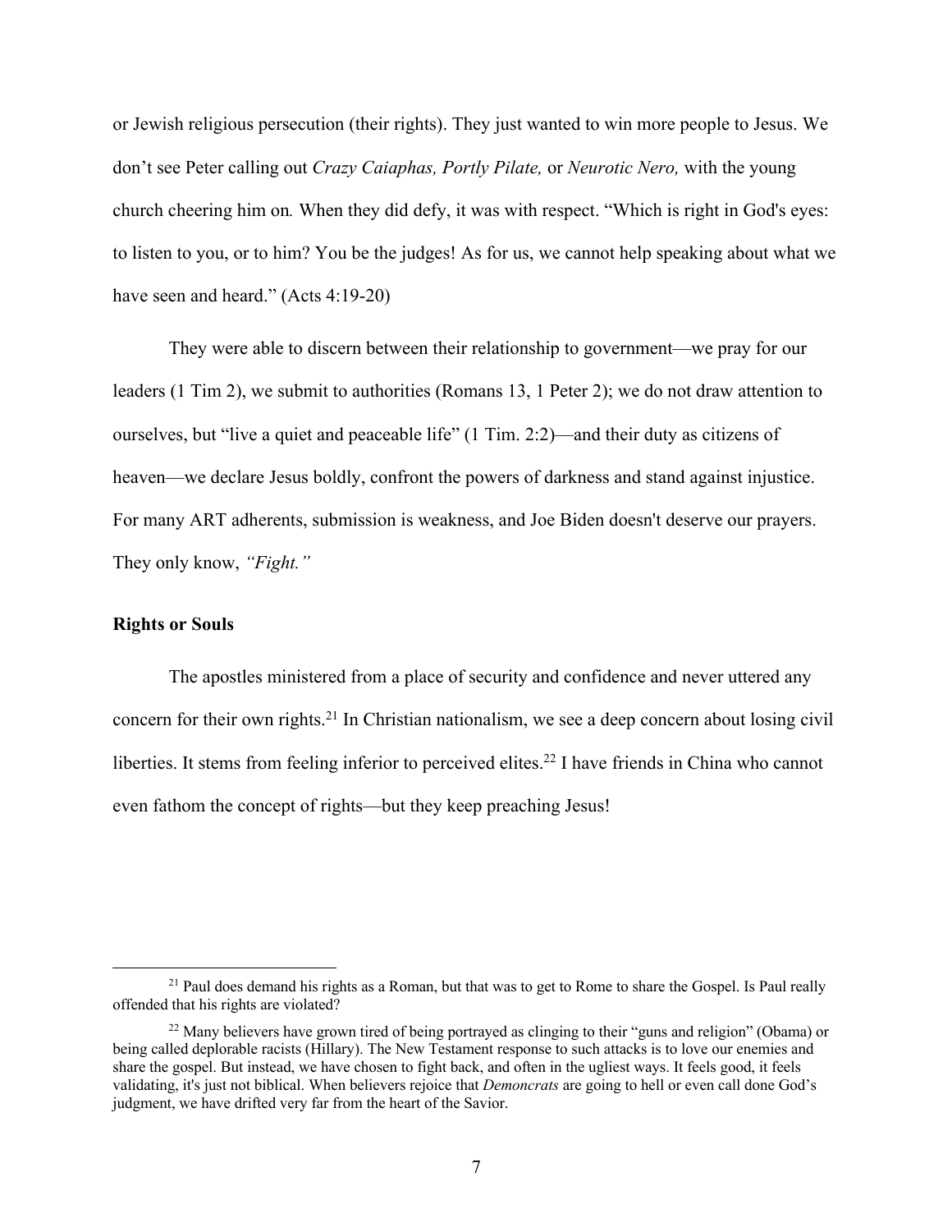or Jewish religious persecution (their rights). They just wanted to win more people to Jesus. We don't see Peter calling out *Crazy Caiaphas, Portly Pilate,* or *Neurotic Nero,* with the young church cheering him on*.* When they did defy, it was with respect. "Which is right in God's eyes: to listen to you, or to him? You be the judges! As for us, we cannot help speaking about what we have seen and heard." (Acts 4:19-20)

They were able to discern between their relationship to government—we pray for our leaders (1 Tim 2), we submit to authorities (Romans 13, 1 Peter 2); we do not draw attention to ourselves, but "live a quiet and peaceable life" (1 Tim. 2:2)—and their duty as citizens of heaven—we declare Jesus boldly, confront the powers of darkness and stand against injustice. For many ART adherents, submission is weakness, and Joe Biden doesn't deserve our prayers. They only know, *"Fight."*

**Rights or Souls**

The apostles ministered from a place of security and confidence and never uttered any concern for their own rights.[21] In Christian nationalism, we see a deep concern about losing civil liberties. It stems from feeling inferior to perceived elites.[22] I have friends in China who cannot even fathom the concept of rights—but they keep preaching Jesus!

---

[21] Paul does demand his rights as a Roman, but that was to get to Rome to share the Gospel. Is Paul really offended that his rights are violated?

[22] Many believers have grown tired of being portrayed as clinging to their "guns and religion" (Obama) or being called deplorable racists (Hillary). The New Testament response to such attacks is to love our enemies and share the gospel. But instead, we have chosen to fight back, and often in the ugliest ways. It feels good, it feels validating, it's just not biblical. When believers rejoice that *Demoncrats* are going to hell or even call done God's judgment, we have drifted very far from the heart of the Savior.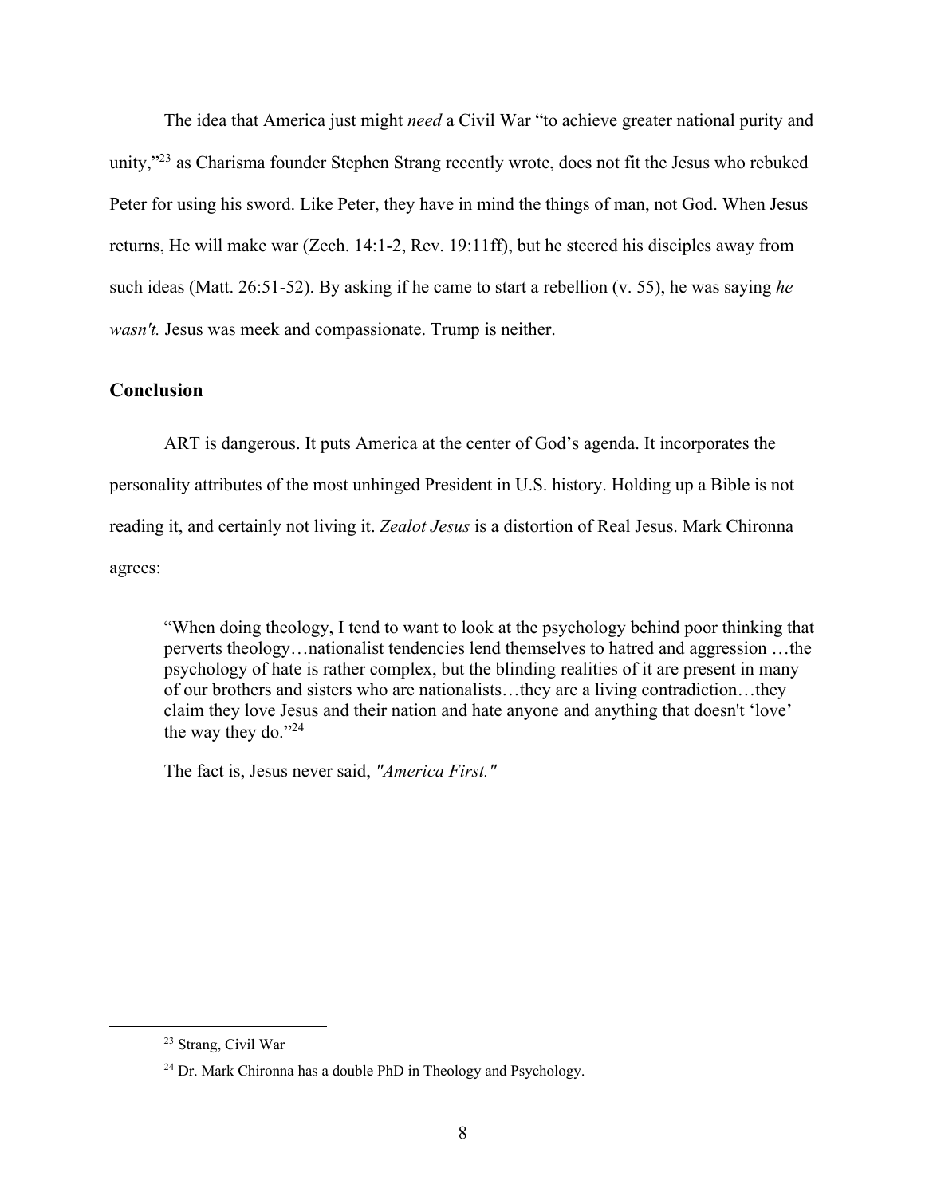The idea that America just might *need* a Civil War "to achieve greater national purity and unity,"[23] as Charisma founder Stephen Strang recently wrote, does not fit the Jesus who rebuked Peter for using his sword. Like Peter, they have in mind the things of man, not God. When Jesus returns, He will make war (Zech. 14:1-2, Rev. 19:11ff), but he steered his disciples away from such ideas (Matt. 26:51-52). By asking if he came to start a rebellion (v. 55), he was saying *he wasn't.* Jesus was meek and compassionate. Trump is neither.

## Conclusion

ART is dangerous. It puts America at the center of God's agenda. It incorporates the personality attributes of the most unhinged President in U.S. history. Holding up a Bible is not reading it, and certainly not living it. *Zealot Jesus* is a distortion of Real Jesus. Mark Chironna agrees:

> "When doing theology, I tend to want to look at the psychology behind poor thinking that perverts theology…nationalist tendencies lend themselves to hatred and aggression …the psychology of hate is rather complex, but the blinding realities of it are present in many of our brothers and sisters who are nationalists…they are a living contradiction…they claim they love Jesus and their nation and hate anyone and anything that doesn't 'love' the way they do."[24]

The fact is, Jesus never said, *"America First."*

---

[23] Strang, Civil War

[24] Dr. Mark Chironna has a double PhD in Theology and Psychology.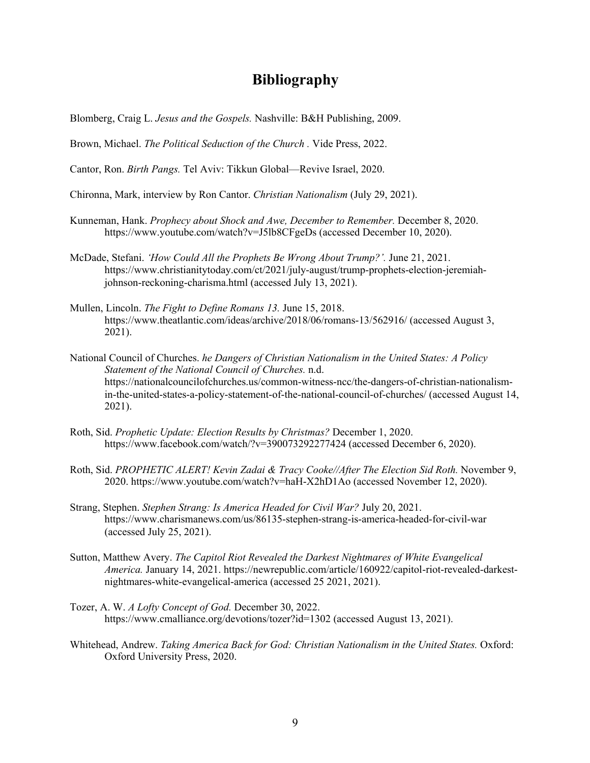# Bibliography

Blomberg, Craig L. *Jesus and the Gospels.* Nashville: B&H Publishing, 2009.

Brown, Michael. *The Political Seduction of the Church .* Vide Press, 2022.

Cantor, Ron. *Birth Pangs.* Tel Aviv: Tikkun Global—Revive Israel, 2020.

Chironna, Mark, interview by Ron Cantor. *Christian Nationalism* (July 29, 2021).

Kunneman, Hank. *Prophecy about Shock and Awe, December to Remember.* December 8, 2020. https://www.youtube.com/watch?v=J5lb8CFgeDs (accessed December 10, 2020).

McDade, Stefani. *'How Could All the Prophets Be Wrong About Trump?'.* June 21, 2021. https://www.christianitytoday.com/ct/2021/july-august/trump-prophets-election-jeremiah-johnson-reckoning-charisma.html (accessed July 13, 2021).

Mullen, Lincoln. *The Fight to Define Romans 13.* June 15, 2018. https://www.theatlantic.com/ideas/archive/2018/06/romans-13/562916/ (accessed August 3, 2021).

National Council of Churches. *he Dangers of Christian Nationalism in the United States: A Policy Statement of the National Council of Churches.* n.d. https://nationalcouncilofchurches.us/common-witness-ncc/the-dangers-of-christian-nationalism-in-the-united-states-a-policy-statement-of-the-national-council-of-churches/ (accessed August 14, 2021).

Roth, Sid. *Prophetic Update: Election Results by Christmas?* December 1, 2020. https://www.facebook.com/watch/?v=390073292277424 (accessed December 6, 2020).

Roth, Sid. *PROPHETIC ALERT! Kevin Zadai & Tracy Cooke//After The Election Sid Roth.* November 9, 2020. https://www.youtube.com/watch?v=haH-X2hD1Ao (accessed November 12, 2020).

Strang, Stephen. *Stephen Strang: Is America Headed for Civil War?* July 20, 2021. https://www.charismanews.com/us/86135-stephen-strang-is-america-headed-for-civil-war (accessed July 25, 2021).

Sutton, Matthew Avery. *The Capitol Riot Revealed the Darkest Nightmares of White Evangelical America.* January 14, 2021. https://newrepublic.com/article/160922/capitol-riot-revealed-darkest-nightmares-white-evangelical-america (accessed 25 2021, 2021).

Tozer, A. W. *A Lofty Concept of God.* December 30, 2022. https://www.cmalliance.org/devotions/tozer?id=1302 (accessed August 13, 2021).

Whitehead, Andrew. *Taking America Back for God: Christian Nationalism in the United States.* Oxford: Oxford University Press, 2020.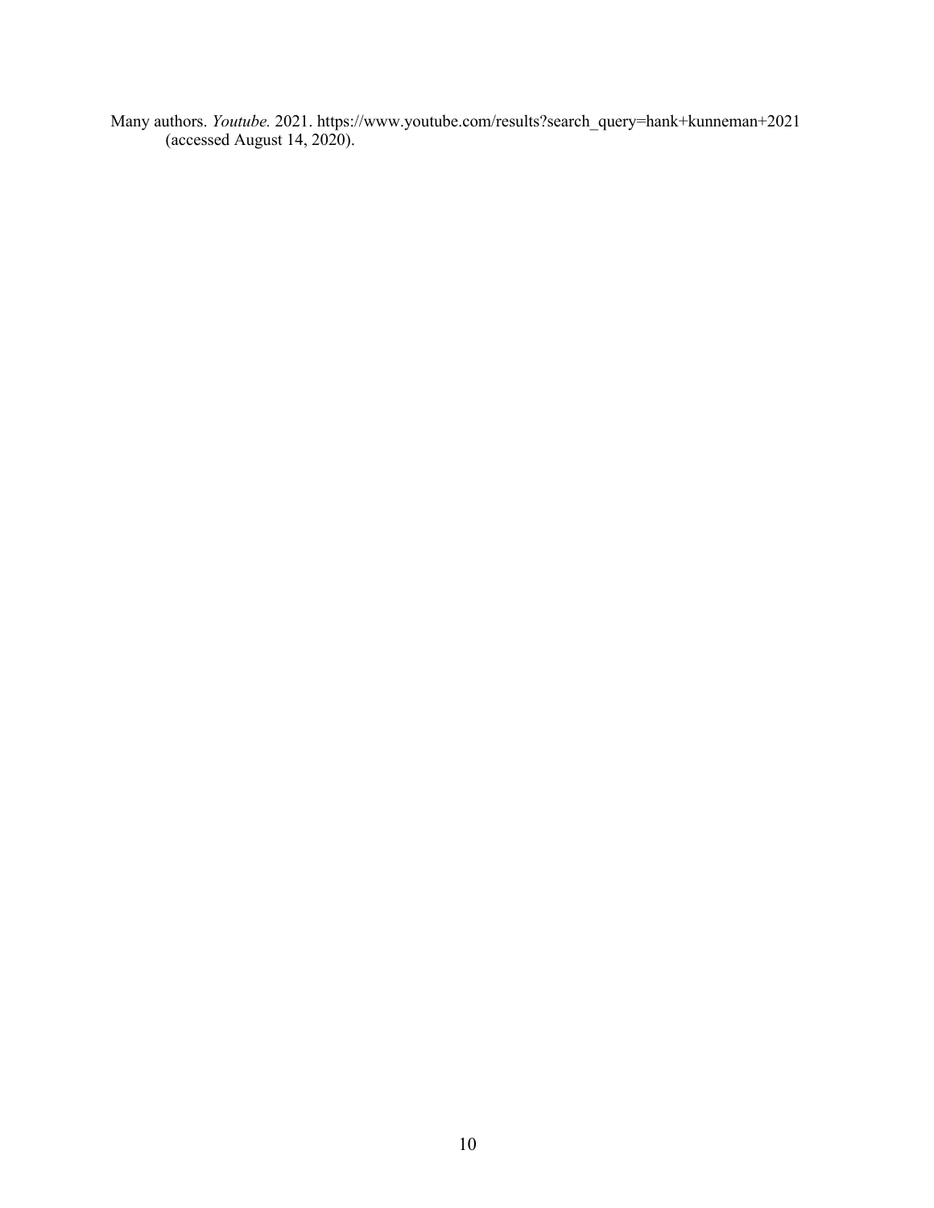Many authors. *Youtube.* 2021. https://www.youtube.com/results?search_query=hank+kunneman+2021 (accessed August 14, 2020).